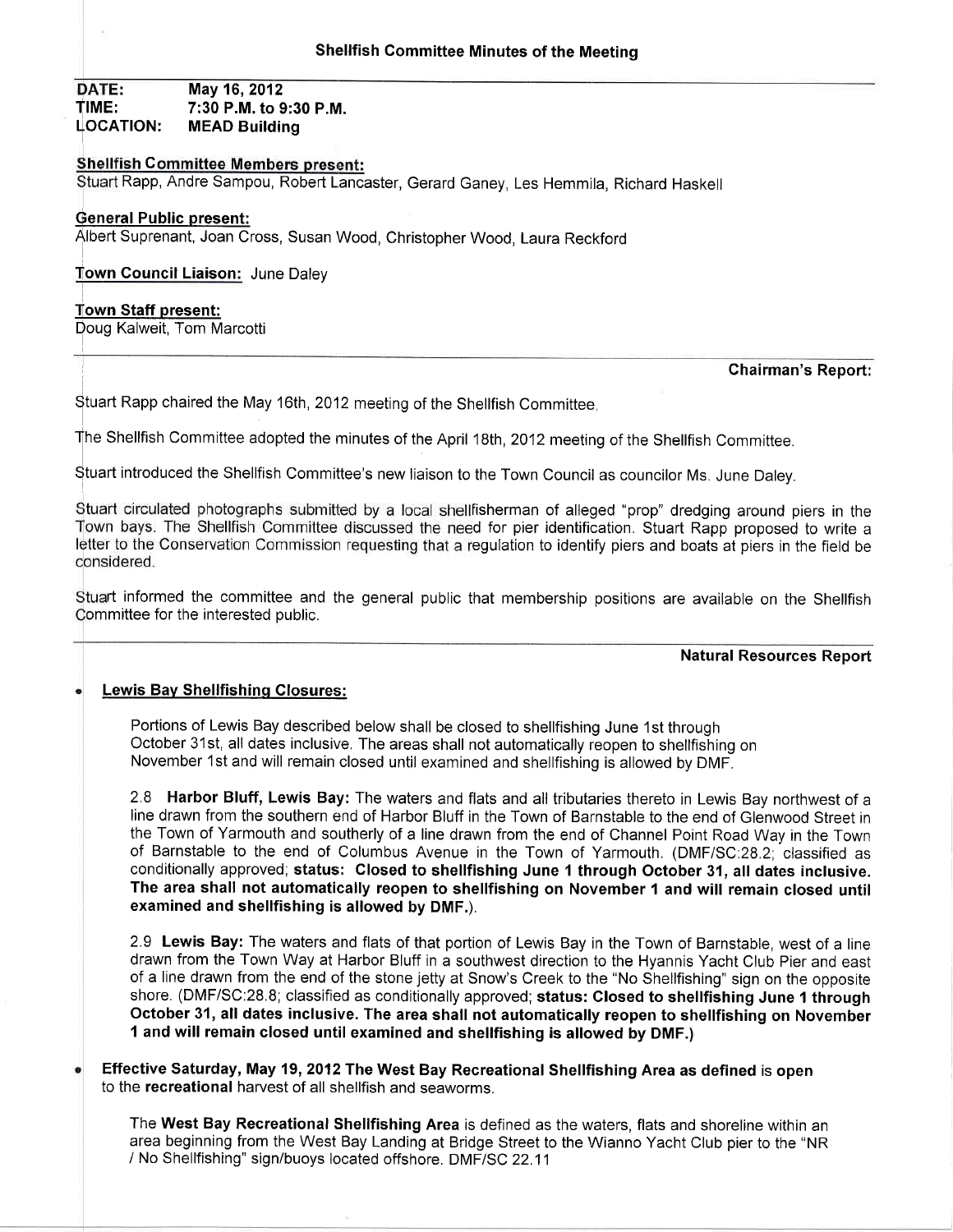# Shellfish Committee Minutes of the Meeting

**DATE:** May 16, 2012
**TIME:** 7:30 P.M. to 9:30 P.M.
**LOCATION:** MEAD Building

**Shellfish Committee Members present:**
Stuart Rapp, Andre Sampou, Robert Lancaster, Gerard Ganey, Les Hemmila, Richard Haskell

**General Public present:**
Albert Suprenant, Joan Cross, Susan Wood, Christopher Wood, Laura Reckford

**Town Council Liaison:** June Daley

**Town Staff present:**
Doug Kalweit, Tom Marcotti

## Chairman's Report:

Stuart Rapp chaired the May 16th, 2012 meeting of the Shellfish Committee.

The Shellfish Committee adopted the minutes of the April 18th, 2012 meeting of the Shellfish Committee.

Stuart introduced the Shellfish Committee's new liaison to the Town Council as councilor Ms. June Daley.

Stuart circulated photographs submitted by a local shellfisherman of alleged "prop" dredging around piers in the Town bays. The Shellfish Committee discussed the need for pier identification. Stuart Rapp proposed to write a letter to the Conservation Commission requesting that a regulation to identify piers and boats at piers in the field be considered.

Stuart informed the committee and the general public that membership positions are available on the Shellfish Committee for the interested public.

## Natural Resources Report

- **Lewis Bay Shellfishing Closures:**

  Portions of Lewis Bay described below shall be closed to shellfishing June 1st through October 31st, all dates inclusive. The areas shall not automatically reopen to shellfishing on November 1st and will remain closed until examined and shellfishing is allowed by DMF.

  2.8 **Harbor Bluff, Lewis Bay:** The waters and flats and all tributaries thereto in Lewis Bay northwest of a line drawn from the southern end of Harbor Bluff in the Town of Barnstable to the end of Glenwood Street in the Town of Yarmouth and southerly of a line drawn from the end of Channel Point Road Way in the Town of Barnstable to the end of Columbus Avenue in the Town of Yarmouth. (DMF/SC:28.2; classified as conditionally approved; **status: Closed to shellfishing June 1 through October 31, all dates inclusive. The area shall not automatically reopen to shellfishing on November 1 and will remain closed until examined and shellfishing is allowed by DMF.**).

  2.9 **Lewis Bay:** The waters and flats of that portion of Lewis Bay in the Town of Barnstable, west of a line drawn from the Town Way at Harbor Bluff in a southwest direction to the Hyannis Yacht Club Pier and east of a line drawn from the end of the stone jetty at Snow's Creek to the "No Shellfishing" sign on the opposite shore. (DMF/SC:28.8; classified as conditionally approved; **status: Closed to shellfishing June 1 through October 31, all dates inclusive. The area shall not automatically reopen to shellfishing on November 1 and will remain closed until examined and shellfishing is allowed by DMF.)**

- **Effective Saturday, May 19, 2012 The West Bay Recreational Shellfishing Area as defined** is **open** to the **recreational** harvest of all shellfish and seaworms.

  The **West Bay Recreational Shellfishing Area** is defined as the waters, flats and shoreline within an area beginning from the West Bay Landing at Bridge Street to the Wianno Yacht Club pier to the "NR / No Shellfishing" sign/buoys located offshore. DMF/SC 22.11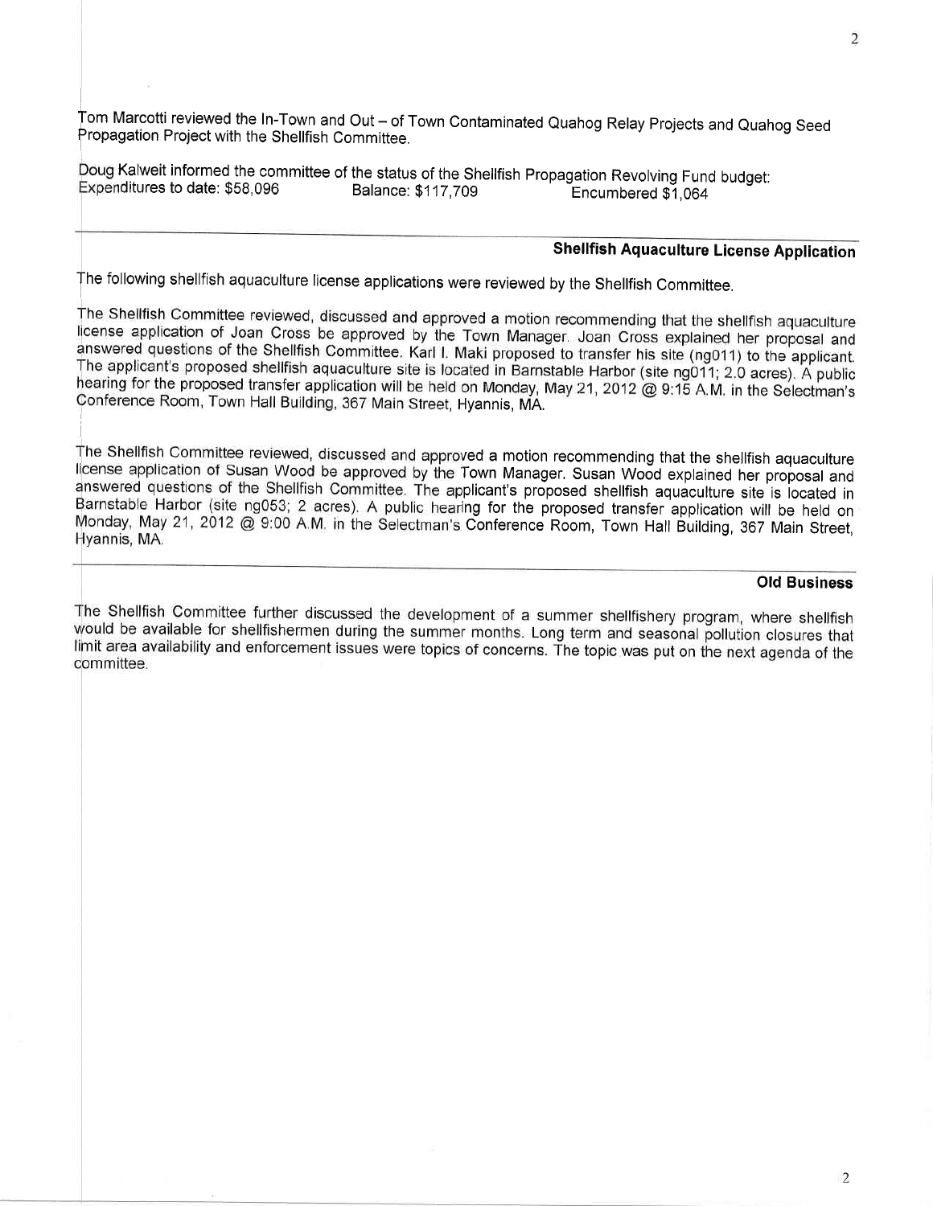Tom Marcotti reviewed the In-Town and Out – of Town Contaminated Quahog Relay Projects and Quahog Seed Propagation Project with the Shellfish Committee.

Doug Kalweit informed the committee of the status of the Shellfish Propagation Revolving Fund budget:
Expenditures to date: $58,096 Balance: $117,709 Encumbered $1,064

---

### Shellfish Aquaculture License Application

The following shellfish aquaculture license applications were reviewed by the Shellfish Committee.

The Shellfish Committee reviewed, discussed and approved a motion recommending that the shellfish aquaculture license application of Joan Cross be approved by the Town Manager. Joan Cross explained her proposal and answered questions of the Shellfish Committee. Karl I. Maki proposed to transfer his site (ng011) to the applicant. The applicant's proposed shellfish aquaculture site is located in Barnstable Harbor (site ng011; 2.0 acres). A public hearing for the proposed transfer application will be held on Monday, May 21, 2012 @ 9:15 A.M. in the Selectman's Conference Room, Town Hall Building, 367 Main Street, Hyannis, MA.

The Shellfish Committee reviewed, discussed and approved a motion recommending that the shellfish aquaculture license application of Susan Wood be approved by the Town Manager. Susan Wood explained her proposal and answered questions of the Shellfish Committee. The applicant's proposed shellfish aquaculture site is located in Barnstable Harbor (site ng053; 2 acres). A public hearing for the proposed transfer application will be held on Monday, May 21, 2012 @ 9:00 A.M. in the Selectman's Conference Room, Town Hall Building, 367 Main Street, Hyannis, MA.

---

### Old Business

The Shellfish Committee further discussed the development of a summer shellfishery program, where shellfish would be available for shellfishermen during the summer months. Long term and seasonal pollution closures that limit area availability and enforcement issues were topics of concerns. The topic was put on the next agenda of the committee.